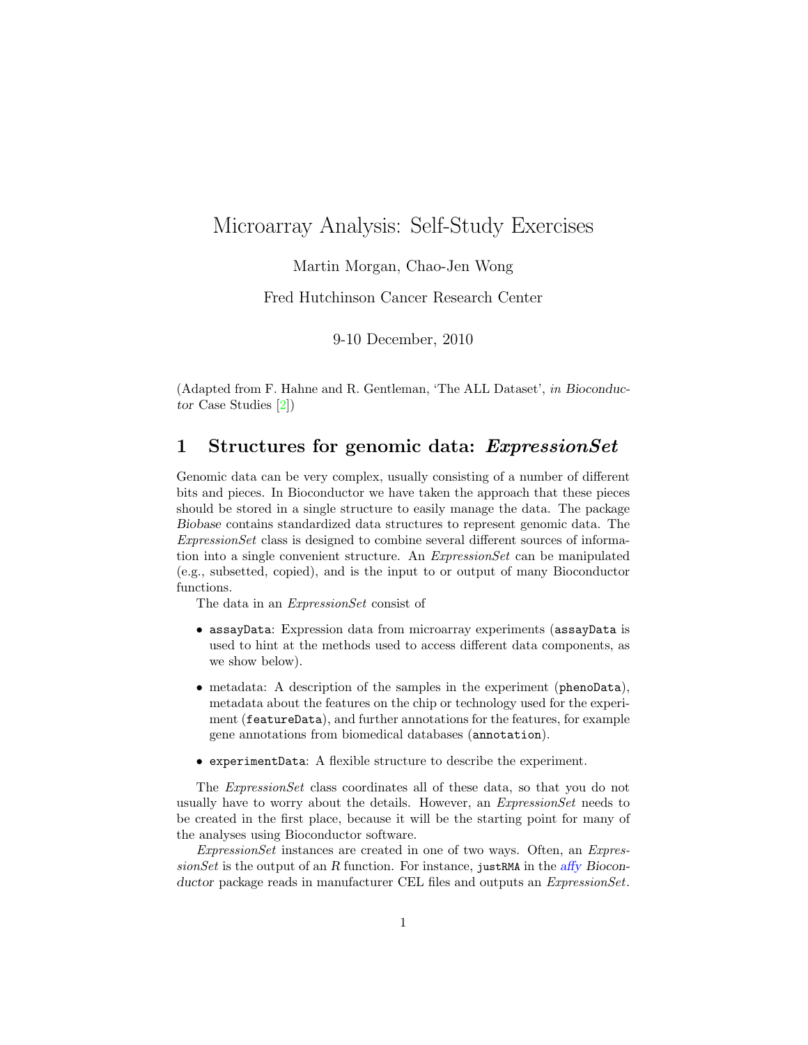# Microarray Analysis: Self-Study Exercises

Martin Morgan, Chao-Jen Wong

Fred Hutchinson Cancer Research Center

9-10 December, 2010

(Adapted from F. Hahne and R. Gentleman, 'The ALL Dataset', *in Bioconductor* Case Studies [2])

## 1 Structures for genomic data: *ExpressionSet*

Genomic data can be very complex, usually consisting of a number of different bits and pieces. In Bioconductor we have taken the approach that these pieces should be stored in a single structure to easily manage the data. The package *Biobase* contains standardized data structures to represent genomic data. The *ExpressionSet* class is designed to combine several different sources of information into a single convenient structure. An *ExpressionSet* can be manipulated (e.g., subsetted, copied), and is the input to or output of many Bioconductor functions.

The data in an *ExpressionSet* consist of

- `assayData`: Expression data from microarray experiments (`assayData` is used to hint at the methods used to access different data components, as we show below).
- metadata: A description of the samples in the experiment (`phenoData`), metadata about the features on the chip or technology used for the experiment (`featureData`), and further annotations for the features, for example gene annotations from biomedical databases (`annotation`).
- `experimentData`: A flexible structure to describe the experiment.

The *ExpressionSet* class coordinates all of these data, so that you do not usually have to worry about the details. However, an *ExpressionSet* needs to be created in the first place, because it will be the starting point for many of the analyses using Bioconductor software.

*ExpressionSet* instances are created in one of two ways. Often, an *ExpressionSet* is the output of an *R* function. For instance, `justRMA` in the *affy* *Bioconductor* package reads in manufacturer CEL files and outputs an *ExpressionSet*.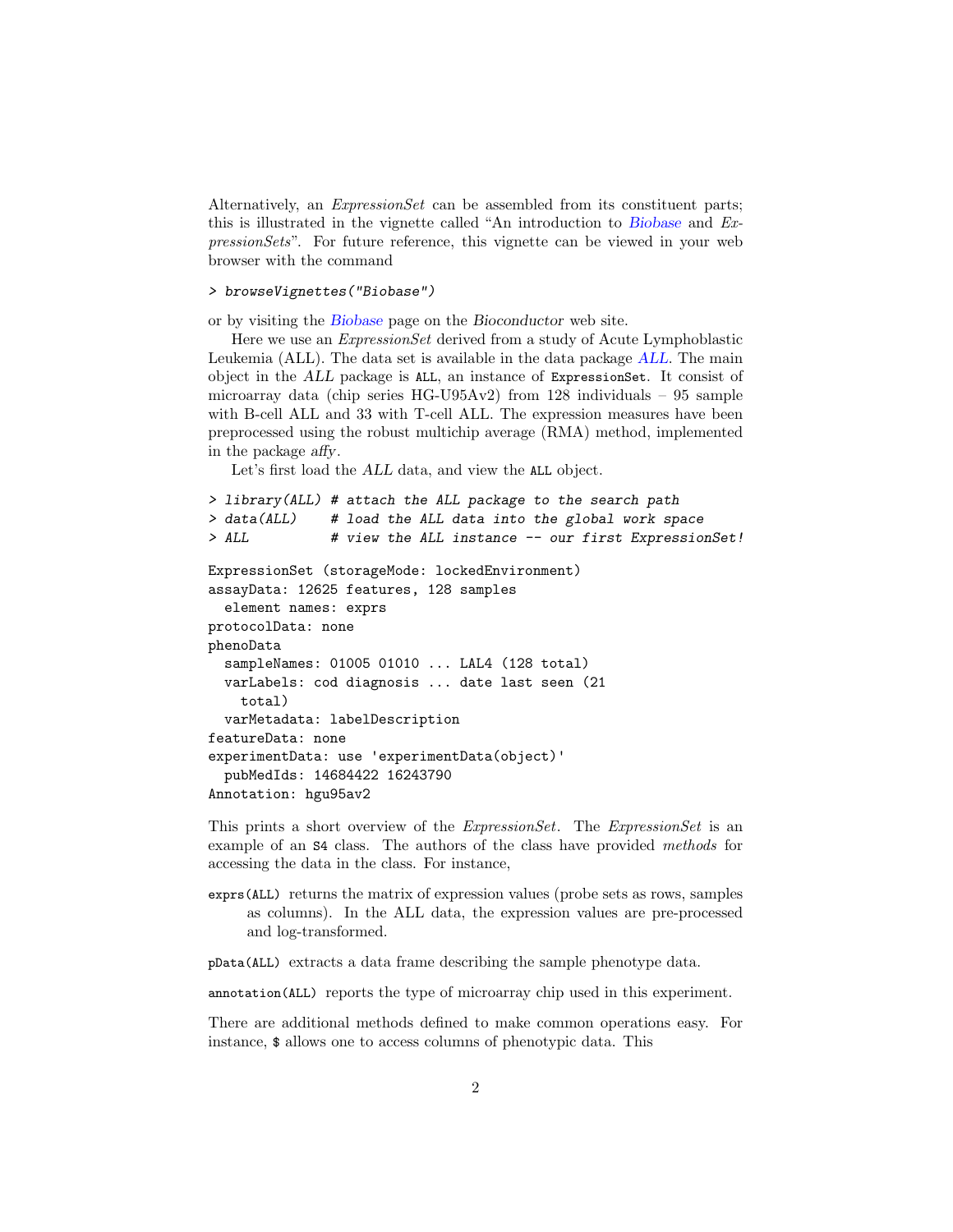Alternatively, an *ExpressionSet* can be assembled from its constituent parts; this is illustrated in the vignette called "An introduction to *Biobase* and *ExpressionSets*". For future reference, this vignette can be viewed in your web browser with the command

```
> browseVignettes("Biobase")
```

or by visiting the *Biobase* page on the *Bioconductor* web site.

Here we use an *ExpressionSet* derived from a study of Acute Lymphoblastic Leukemia (ALL). The data set is available in the data package *ALL*. The main object in the *ALL* package is `ALL`, an instance of `ExpressionSet`. It consist of microarray data (chip series HG-U95Av2) from 128 individuals – 95 sample with B-cell ALL and 33 with T-cell ALL. The expression measures have been preprocessed using the robust multichip average (RMA) method, implemented in the package *affy*.

Let's first load the *ALL* data, and view the `ALL` object.

```
> library(ALL) # attach the ALL package to the search path
> data(ALL)    # load the ALL data into the global work space
> ALL          # view the ALL instance -- our first ExpressionSet!

ExpressionSet (storageMode: lockedEnvironment)
assayData: 12625 features, 128 samples
  element names: exprs
protocolData: none
phenoData
  sampleNames: 01005 01010 ... LAL4 (128 total)
  varLabels: cod diagnosis ... date last seen (21
    total)
  varMetadata: labelDescription
featureData: none
experimentData: use 'experimentData(object)'
  pubMedIds: 14684422 16243790
Annotation: hgu95av2
```

This prints a short overview of the *ExpressionSet*. The *ExpressionSet* is an example of an `S4` class. The authors of the class have provided *methods* for accessing the data in the class. For instance,

`exprs(ALL)` returns the matrix of expression values (probe sets as rows, samples as columns). In the ALL data, the expression values are pre-processed and log-transformed.

`pData(ALL)` extracts a data frame describing the sample phenotype data.

`annotation(ALL)` reports the type of microarray chip used in this experiment.

There are additional methods defined to make common operations easy. For instance, `$` allows one to access columns of phenotypic data. This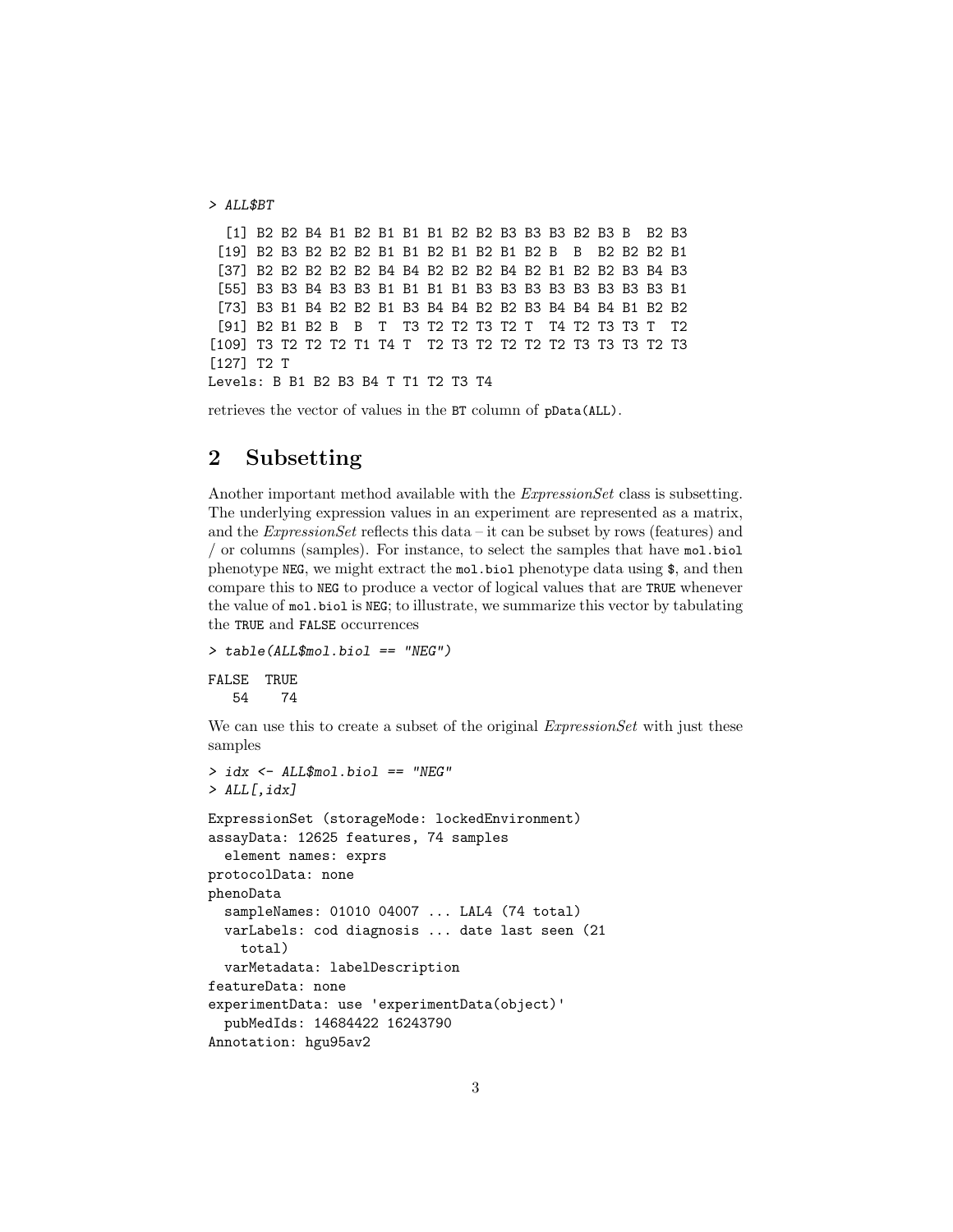```
> ALL$BT
```

```
  [1] B2 B2 B4 B1 B2 B1 B1 B1 B2 B2 B3 B3 B3 B2 B3 B  B2 B3
 [19] B2 B3 B2 B2 B2 B1 B1 B2 B1 B2 B1 B2 B  B  B2 B2 B2 B1
 [37] B2 B2 B2 B2 B2 B4 B4 B2 B2 B2 B4 B2 B1 B2 B2 B3 B4 B3
 [55] B3 B3 B4 B3 B3 B1 B1 B1 B1 B3 B3 B3 B3 B3 B3 B3 B3 B1
 [73] B3 B1 B4 B2 B2 B1 B3 B4 B4 B2 B2 B3 B4 B4 B4 B1 B2 B2
 [91] B2 B1 B2 B  B  T  T3 T2 T2 T3 T2 T  T4 T2 T3 T3 T  T2
[109] T3 T2 T2 T2 T1 T4 T  T2 T3 T2 T2 T2 T2 T3 T3 T3 T2 T3
[127] T2 T
Levels: B B1 B2 B3 B4 T T1 T2 T3 T4
```

retrieves the vector of values in the `BT` column of `pData(ALL)`.

## 2 Subsetting

Another important method available with the *ExpressionSet* class is subsetting. The underlying expression values in an experiment are represented as a matrix, and the *ExpressionSet* reflects this data – it can be subset by rows (features) and / or columns (samples). For instance, to select the samples that have `mol.biol` phenotype `NEG`, we might extract the `mol.biol` phenotype data using `$`, and then compare this to `NEG` to produce a vector of logical values that are `TRUE` whenever the value of `mol.biol` is `NEG`; to illustrate, we summarize this vector by tabulating the `TRUE` and `FALSE` occurrences

```
> table(ALL$mol.biol == "NEG")
```

```
FALSE  TRUE
   54    74
```

We can use this to create a subset of the original *ExpressionSet* with just these samples

```
> idx <- ALL$mol.biol == "NEG"
> ALL[,idx]
```

```
ExpressionSet (storageMode: lockedEnvironment)
assayData: 12625 features, 74 samples
  element names: exprs
protocolData: none
phenoData
  sampleNames: 01010 04007 ... LAL4 (74 total)
  varLabels: cod diagnosis ... date last seen (21
    total)
  varMetadata: labelDescription
featureData: none
experimentData: use 'experimentData(object)'
  pubMedIds: 14684422 16243790
Annotation: hgu95av2
```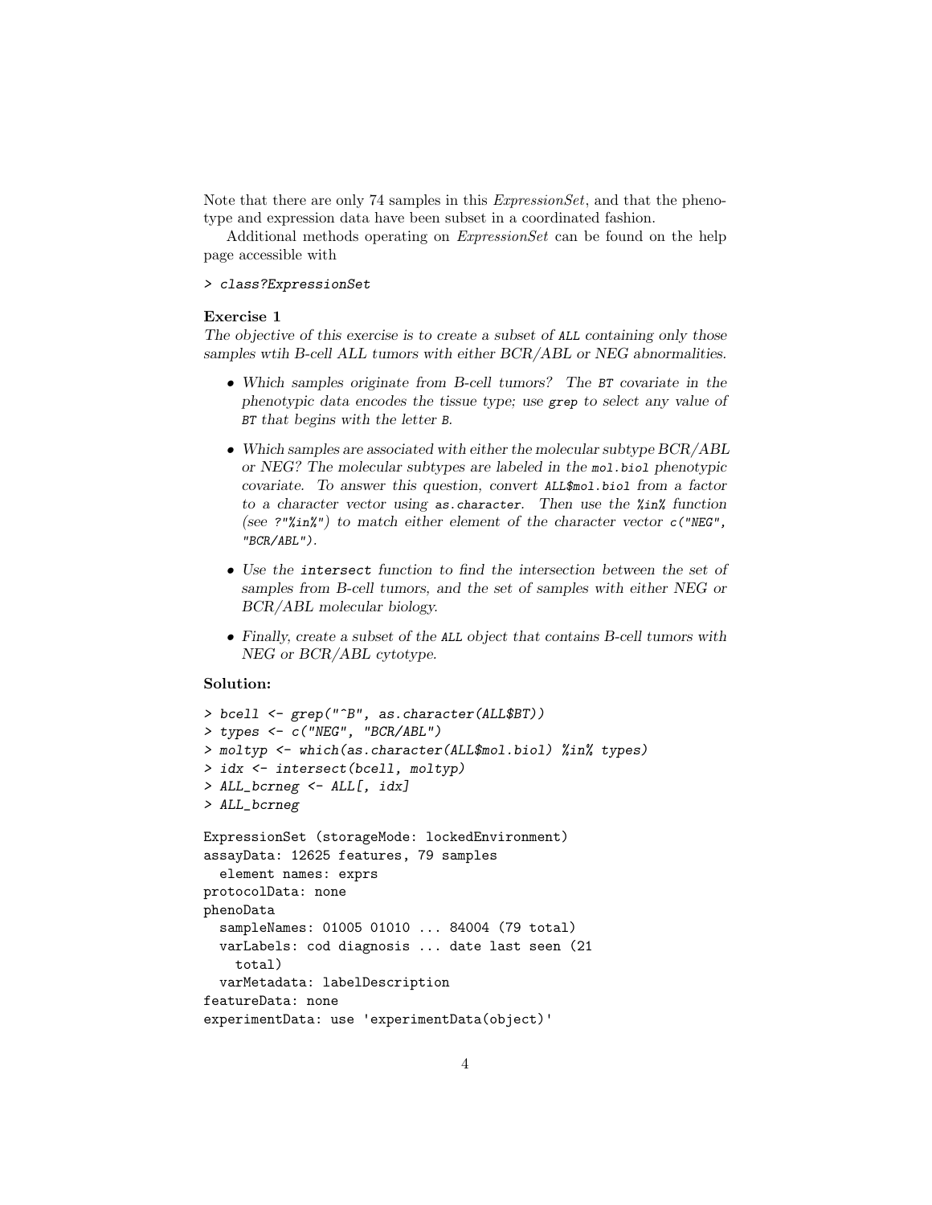Note that there are only 74 samples in this *ExpressionSet*, and that the phenotype and expression data have been subset in a coordinated fashion.

Additional methods operating on *ExpressionSet* can be found on the help page accessible with

```
> class?ExpressionSet
```

**Exercise 1**
*The objective of this exercise is to create a subset of `ALL` containing only those samples wtih B-cell ALL tumors with either BCR/ABL or NEG abnormalities.*

- *Which samples originate from B-cell tumors? The `BT` covariate in the phenotypic data encodes the tissue type; use `grep` to select any value of `BT` that begins with the letter `B`.*
- *Which samples are associated with either the molecular subtype BCR/ABL or NEG? The molecular subtypes are labeled in the `mol.biol` phenotypic covariate. To answer this question, convert `ALL$mol.biol` from a factor to a character vector using `as.character`. Then use the `%in%` function (see `?"%in%"`) to match either element of the character vector `c("NEG", "BCR/ABL")`.*
- *Use the `intersect` function to find the intersection between the set of samples from B-cell tumors, and the set of samples with either NEG or BCR/ABL molecular biology.*
- *Finally, create a subset of the `ALL` object that contains B-cell tumors with NEG or BCR/ABL cytotype.*

**Solution:**

```
> bcell <- grep("^B", as.character(ALL$BT))
> types <- c("NEG", "BCR/ABL")
> moltyp <- which(as.character(ALL$mol.biol) %in% types)
> idx <- intersect(bcell, moltyp)
> ALL_bcrneg <- ALL[, idx]
> ALL_bcrneg

ExpressionSet (storageMode: lockedEnvironment)
assayData: 12625 features, 79 samples
  element names: exprs
protocolData: none
phenoData
  sampleNames: 01005 01010 ... 84004 (79 total)
  varLabels: cod diagnosis ... date last seen (21
    total)
  varMetadata: labelDescription
featureData: none
experimentData: use 'experimentData(object)'
```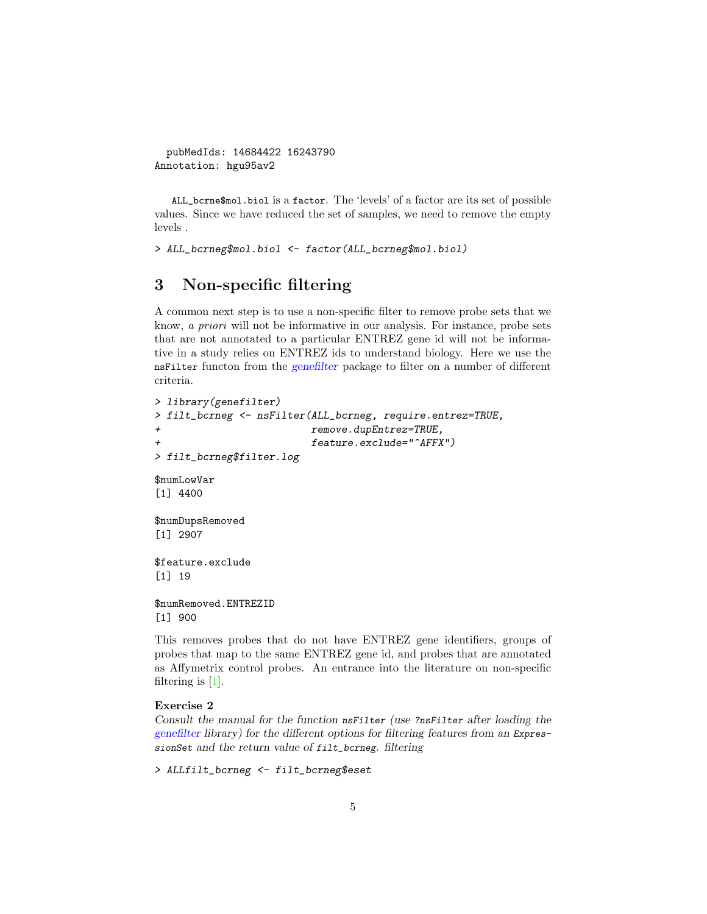```
  pubMedIds: 14684422 16243790
Annotation: hgu95av2
```

ALL_bcrne$mol.biol is a factor. The 'levels' of a factor are its set of possible values. Since we have reduced the set of samples, we need to remove the empty levels .

```
> ALL_bcrneg$mol.biol <- factor(ALL_bcrneg$mol.biol)
```

## 3 Non-specific filtering

A common next step is to use a non-specific filter to remove probe sets that we know, *a priori* will not be informative in our analysis. For instance, probe sets that are not annotated to a particular ENTREZ gene id will not be informative in a study relies on ENTREZ ids to understand biology. Here we use the nsFilter functon from the *genefilter* package to filter on a number of different criteria.

```
> library(genefilter)
> filt_bcrneg <- nsFilter(ALL_bcrneg, require.entrez=TRUE,
+                         remove.dupEntrez=TRUE,
+                         feature.exclude="^AFFX")
> filt_bcrneg$filter.log

$numLowVar
[1] 4400

$numDupsRemoved
[1] 2907

$feature.exclude
[1] 19

$numRemoved.ENTREZID
[1] 900
```

This removes probes that do not have ENTREZ gene identifiers, groups of probes that map to the same ENTREZ gene id, and probes that are annotated as Affymetrix control probes. An entrance into the literature on non-specific filtering is [1].

**Exercise 2**

*Consult the manual for the function* nsFilter *(use* ?nsFilter *after loading the* genefilter *library) for the different options for filtering features from an* ExpressionSet *and the return value of* filt_bcrneg*. filtering*

```
> ALLfilt_bcrneg <- filt_bcrneg$eset
```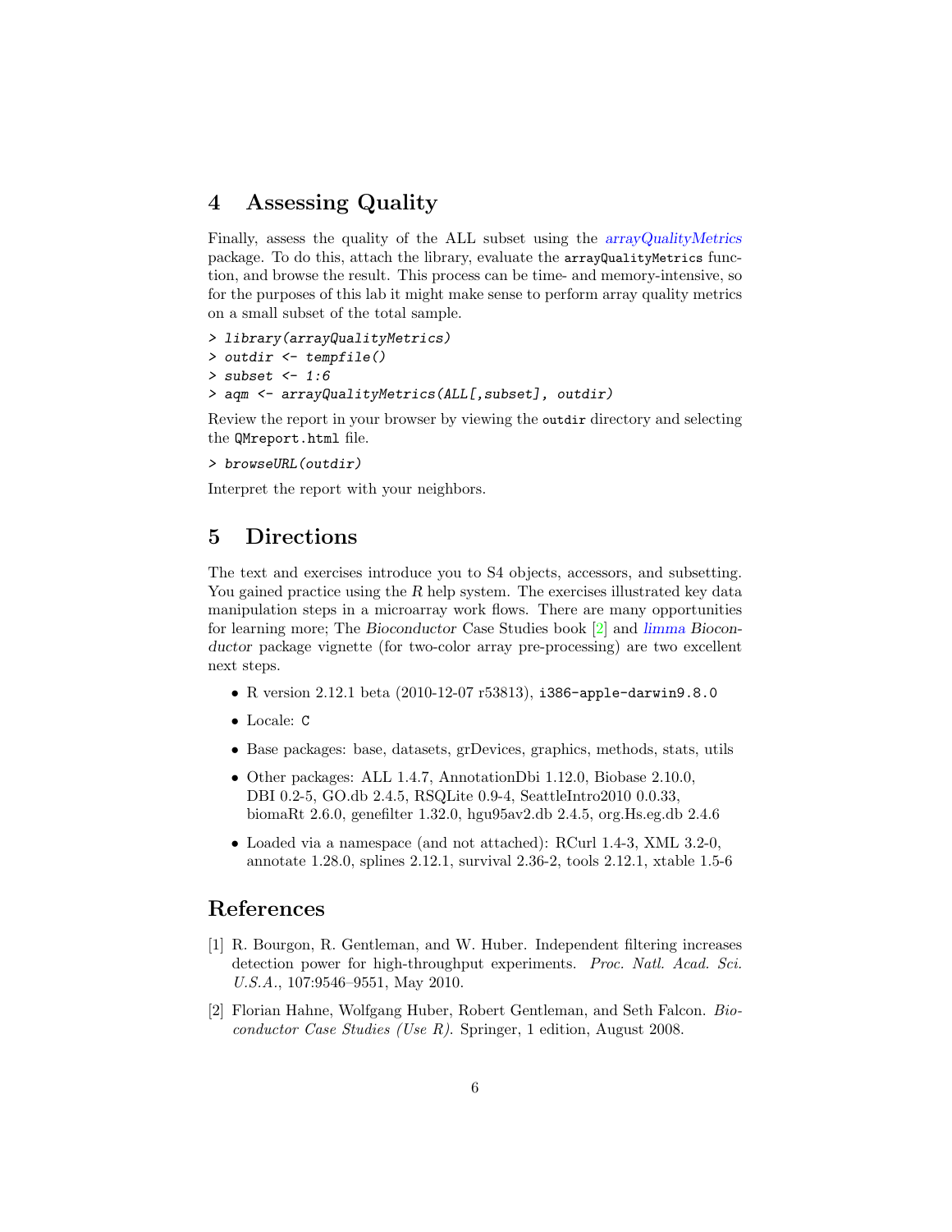## 4 Assessing Quality

Finally, assess the quality of the ALL subset using the *arrayQualityMetrics* package. To do this, attach the library, evaluate the `arrayQualityMetrics` function, and browse the result. This process can be time- and memory-intensive, so for the purposes of this lab it might make sense to perform array quality metrics on a small subset of the total sample.

```
> library(arrayQualityMetrics)
> outdir <- tempfile()
> subset <- 1:6
> aqm <- arrayQualityMetrics(ALL[,subset], outdir)
```

Review the report in your browser by viewing the `outdir` directory and selecting the `QMreport.html` file.

```
> browseURL(outdir)
```

Interpret the report with your neighbors.

## 5 Directions

The text and exercises introduce you to S4 objects, accessors, and subsetting. You gained practice using the *R* help system. The exercises illustrated key data manipulation steps in a microarray work flows. There are many opportunities for learning more; The *Bioconductor* Case Studies book [2] and *limma* *Bioconductor* package vignette (for two-color array pre-processing) are two excellent next steps.

- R version 2.12.1 beta (2010-12-07 r53813), `i386-apple-darwin9.8.0`
- Locale: `C`
- Base packages: base, datasets, grDevices, graphics, methods, stats, utils
- Other packages: ALL 1.4.7, AnnotationDbi 1.12.0, Biobase 2.10.0, DBI 0.2-5, GO.db 2.4.5, RSQLite 0.9-4, SeattleIntro2010 0.0.33, biomaRt 2.6.0, genefilter 1.32.0, hgu95av2.db 2.4.5, org.Hs.eg.db 2.4.6
- Loaded via a namespace (and not attached): RCurl 1.4-3, XML 3.2-0, annotate 1.28.0, splines 2.12.1, survival 2.36-2, tools 2.12.1, xtable 1.5-6

## References

[1] R. Bourgon, R. Gentleman, and W. Huber. Independent filtering increases detection power for high-throughput experiments. *Proc. Natl. Acad. Sci. U.S.A.*, 107:9546–9551, May 2010.

[2] Florian Hahne, Wolfgang Huber, Robert Gentleman, and Seth Falcon. *Bioconductor Case Studies (Use R)*. Springer, 1 edition, August 2008.